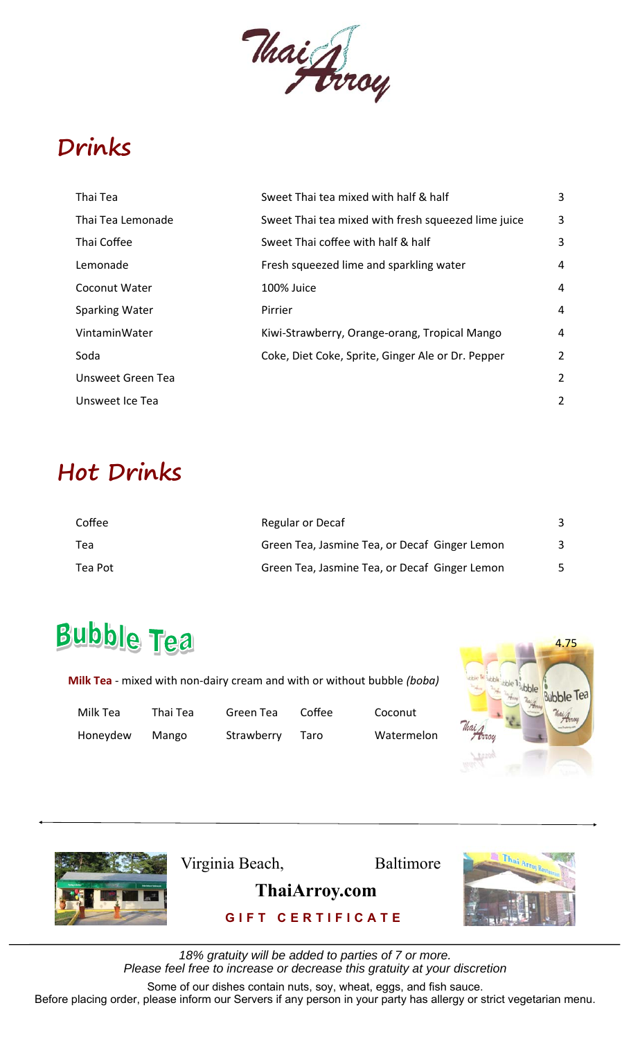# Thai Arroy

## Drinks

| | | |
|---|---|---|
| Thai Tea | Sweet Thai tea mixed with half & half | 3 |
| Thai Tea Lemonade | Sweet Thai tea mixed with fresh squeezed lime juice | 3 |
| Thai Coffee | Sweet Thai coffee with half & half | 3 |
| Lemonade | Fresh squeezed lime and sparkling water | 4 |
| Coconut Water | 100% Juice | 4 |
| Sparking Water | Pirrier | 4 |
| VintaminWater | Kiwi-Strawberry, Orange-orang, Tropical Mango | 4 |
| Soda | Coke, Diet Coke, Sprite, Ginger Ale or Dr. Pepper | 2 |
| Unsweet Green Tea | | 2 |
| Unsweet Ice Tea | | 2 |

## Hot Drinks

| | | |
|---|---|---|
| Coffee | Regular or Decaf | 3 |
| Tea | Green Tea, Jasmine Tea, or Decaf Ginger Lemon | 3 |
| Tea Pot | Green Tea, Jasmine Tea, or Decaf Ginger Lemon | 5 |

## Bubble Tea

4.75

**Milk Tea** - mixed with non-dairy cream and with or without bubble *(boba)*

| | | | | |
|---|---|---|---|---|
| Milk Tea | Thai Tea | Green Tea | Coffee | Coconut |
| Honeydew | Mango | Strawberry | Taro | Watermelon |

Virginia Beach, Baltimore

**ThaiArroy.com**

**GIFT CERTIFICATE**

*18% gratuity will be added to parties of 7 or more.*
*Please feel free to increase or decrease this gratuity at your discretion*

Some of our dishes contain nuts, soy, wheat, eggs, and fish sauce.
Before placing order, please inform our Servers if any person in your party has allergy or strict vegetarian menu.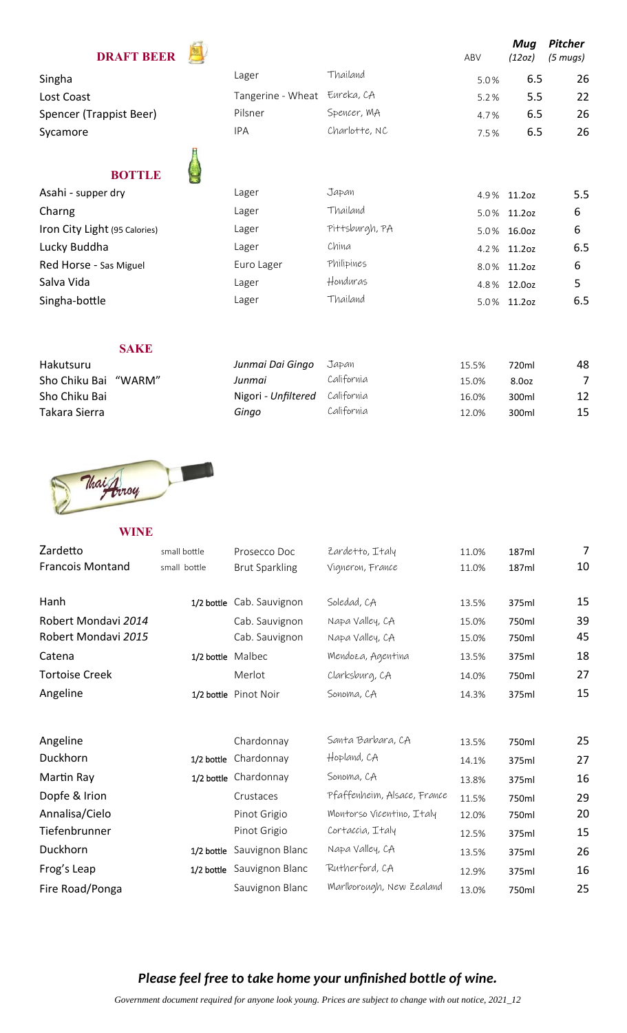## DRAFT BEER

| | | | ABV | *Mug (12oz)* | *Pitcher (5 mugs)* |
|---|---|---|---|---|---|
| Singha | Lager | Thailand | 5.0% | 6.5 | 26 |
| Lost Coast | Tangerine - Wheat | Eureka, CA | 5.2% | 5.5 | 22 |
| Spencer (Trappist Beer) | Pilsner | Spencer, MA | 4.7% | 6.5 | 26 |
| Sycamore | IPA | Charlotte, NC | 7.5% | 6.5 | 26 |

## BOTTLE

| | | | | | |
|---|---|---|---|---|---|
| Asahi - supper dry | Lager | Japan | 4.9% | 11.2oz | 5.5 |
| Charng | Lager | Thailand | 5.0% | 11.2oz | 6 |
| Iron City Light (95 Calories) | Lager | Pittsburgh, PA | 5.0% | 16.0oz | 6 |
| Lucky Buddha | Lager | China | 4.2% | 11.2oz | 6.5 |
| Red Horse - Sas Miguel | Euro Lager | Philipines | 8.0% | 11.2oz | 6 |
| Salva Vida | Lager | Honduras | 4.8% | 12.0oz | 5 |
| Singha-bottle | Lager | Thailand | 5.0% | 11.2oz | 6.5 |

## SAKE

| | | | | | |
|---|---|---|---|---|---|
| Hakutsuru | *Junmai Dai Gingo* | Japan | 15.5% | 720ml | 48 |
| Sho Chiku Bai "WARM" | *Junmai* | California | 15.0% | 8.0oz | 7 |
| Sho Chiku Bai | Nigori - *Unfiltered* | California | 16.0% | 300ml | 12 |
| Takara Sierra | *Gingo* | California | 12.0% | 300ml | 15 |

Thai Arroy

## WINE

| | | | | | | |
|---|---|---|---|---|---|---|
| Zardetto | small bottle | Prosecco Doc | Zardetto, Italy | 11.0% | 187ml | 7 |
| Francois Montand | small bottle | Brut Sparkling | Vigneron, France | 11.0% | 187ml | 10 |
| Hanh | 1/2 bottle | Cab. Sauvignon | Soledad, CA | 13.5% | 375ml | 15 |
| Robert Mondavi *2014* | | Cab. Sauvignon | Napa Valley, CA | 15.0% | 750ml | 39 |
| Robert Mondavi *2015* | | Cab. Sauvignon | Napa Valley, CA | 15.0% | 750ml | 45 |
| Catena | 1/2 bottle | Malbec | Mendoza, Agentina | 13.5% | 375ml | 18 |
| Tortoise Creek | | Merlot | Clarksburg, CA | 14.0% | 750ml | 27 |
| Angeline | 1/2 bottle | Pinot Noir | Sonoma, CA | 14.3% | 375ml | 15 |
| Angeline | | Chardonnay | Santa Barbara, CA | 13.5% | 750ml | 25 |
| Duckhorn | 1/2 bottle | Chardonnay | Hopland, CA | 14.1% | 375ml | 27 |
| Martin Ray | 1/2 bottle | Chardonnay | Sonoma, CA | 13.8% | 375ml | 16 |
| Dopfe & Irion | | Crustaces | Pfaffenheim, Alsace, France | 11.5% | 750ml | 29 |
| Annalisa/Cielo | | Pinot Grigio | Montorso Vicentino, Italy | 12.0% | 750ml | 20 |
| Tiefenbrunner | | Pinot Grigio | Cortaccia, Italy | 12.5% | 375ml | 15 |
| Duckhorn | 1/2 bottle | Sauvignon Blanc | Napa Valley, CA | 13.5% | 375ml | 26 |
| Frog's Leap | 1/2 bottle | Sauvignon Blanc | Rutherford, CA | 12.9% | 375ml | 16 |
| Fire Road/Ponga | | Sauvignon Blanc | Marlborough, New Zealand | 13.0% | 750ml | 25 |

***Please feel free to take home your unfinished bottle of wine.***

*Government document required for anyone look young. Prices are subject to change with out notice, 2021_12*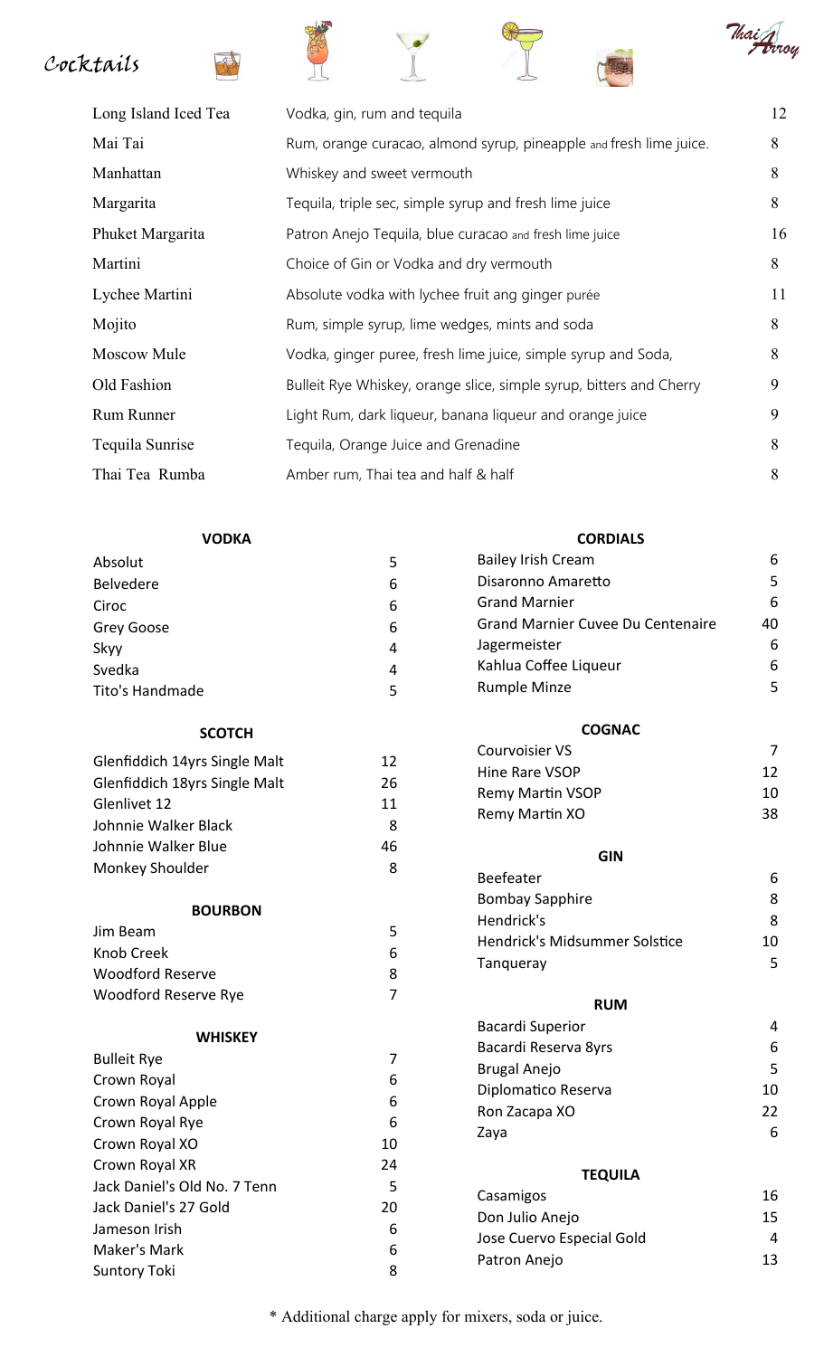# Cocktails

Thai Arroy

| | | |
|---|---|---|
| Long Island Iced Tea | Vodka, gin, rum and tequila | 12 |
| Mai Tai | Rum, orange curacao, almond syrup, pineapple and fresh lime juice. | 8 |
| Manhattan | Whiskey and sweet vermouth | 8 |
| Margarita | Tequila, triple sec, simple syrup and fresh lime juice | 8 |
| Phuket Margarita | Patron Anejo Tequila, blue curacao and fresh lime juice | 16 |
| Martini | Choice of Gin or Vodka and dry vermouth | 8 |
| Lychee Martini | Absolute vodka with lychee fruit ang ginger purée | 11 |
| Mojito | Rum, simple syrup, lime wedges, mints and soda | 8 |
| Moscow Mule | Vodka, ginger puree, fresh lime juice, simple syrup and Soda, | 8 |
| Old Fashion | Bulleit Rye Whiskey, orange slice, simple syrup, bitters and Cherry | 9 |
| Rum Runner | Light Rum, dark liqueur, banana liqueur and orange juice | 9 |
| Tequila Sunrise | Tequila, Orange Juice and Grenadine | 8 |
| Thai Tea Rumba | Amber rum, Thai tea and half & half | 8 |

### VODKA

| | |
|---|---|
| Absolut | 5 |
| Belvedere | 6 |
| Ciroc | 6 |
| Grey Goose | 6 |
| Skyy | 4 |
| Svedka | 4 |
| Tito's Handmade | 5 |

### SCOTCH

| | |
|---|---|
| Glenfiddich 14yrs Single Malt | 12 |
| Glenfiddich 18yrs Single Malt | 26 |
| Glenlivet 12 | 11 |
| Johnnie Walker Black | 8 |
| Johnnie Walker Blue | 46 |
| Monkey Shoulder | 8 |

### BOURBON

| | |
|---|---|
| Jim Beam | 5 |
| Knob Creek | 6 |
| Woodford Reserve | 8 |
| Woodford Reserve Rye | 7 |

### WHISKEY

| | |
|---|---|
| Bulleit Rye | 7 |
| Crown Royal | 6 |
| Crown Royal Apple | 6 |
| Crown Royal Rye | 6 |
| Crown Royal XO | 10 |
| Crown Royal XR | 24 |
| Jack Daniel's Old No. 7 Tenn | 5 |
| Jack Daniel's 27 Gold | 20 |
| Jameson Irish | 6 |
| Maker's Mark | 6 |
| Suntory Toki | 8 |

### CORDIALS

| | |
|---|---|
| Bailey Irish Cream | 6 |
| Disaronno Amaretto | 5 |
| Grand Marnier | 6 |
| Grand Marnier Cuvee Du Centenaire | 40 |
| Jagermeister | 6 |
| Kahlua Coffee Liqueur | 6 |
| Rumple Minze | 5 |

### COGNAC

| | |
|---|---|
| Courvoisier VS | 7 |
| Hine Rare VSOP | 12 |
| Remy Martin VSOP | 10 |
| Remy Martin XO | 38 |

### GIN

| | |
|---|---|
| Beefeater | 6 |
| Bombay Sapphire | 8 |
| Hendrick's | 8 |
| Hendrick's Midsummer Solstice | 10 |
| Tanqueray | 5 |

### RUM

| | |
|---|---|
| Bacardi Superior | 4 |
| Bacardi Reserva 8yrs | 6 |
| Brugal Anejo | 5 |
| Diplomatico Reserva | 10 |
| Ron Zacapa XO | 22 |
| Zaya | 6 |

### TEQUILA

| | |
|---|---|
| Casamigos | 16 |
| Don Julio Anejo | 15 |
| Jose Cuervo Especial Gold | 4 |
| Patron Anejo | 13 |

\* Additional charge apply for mixers, soda or juice.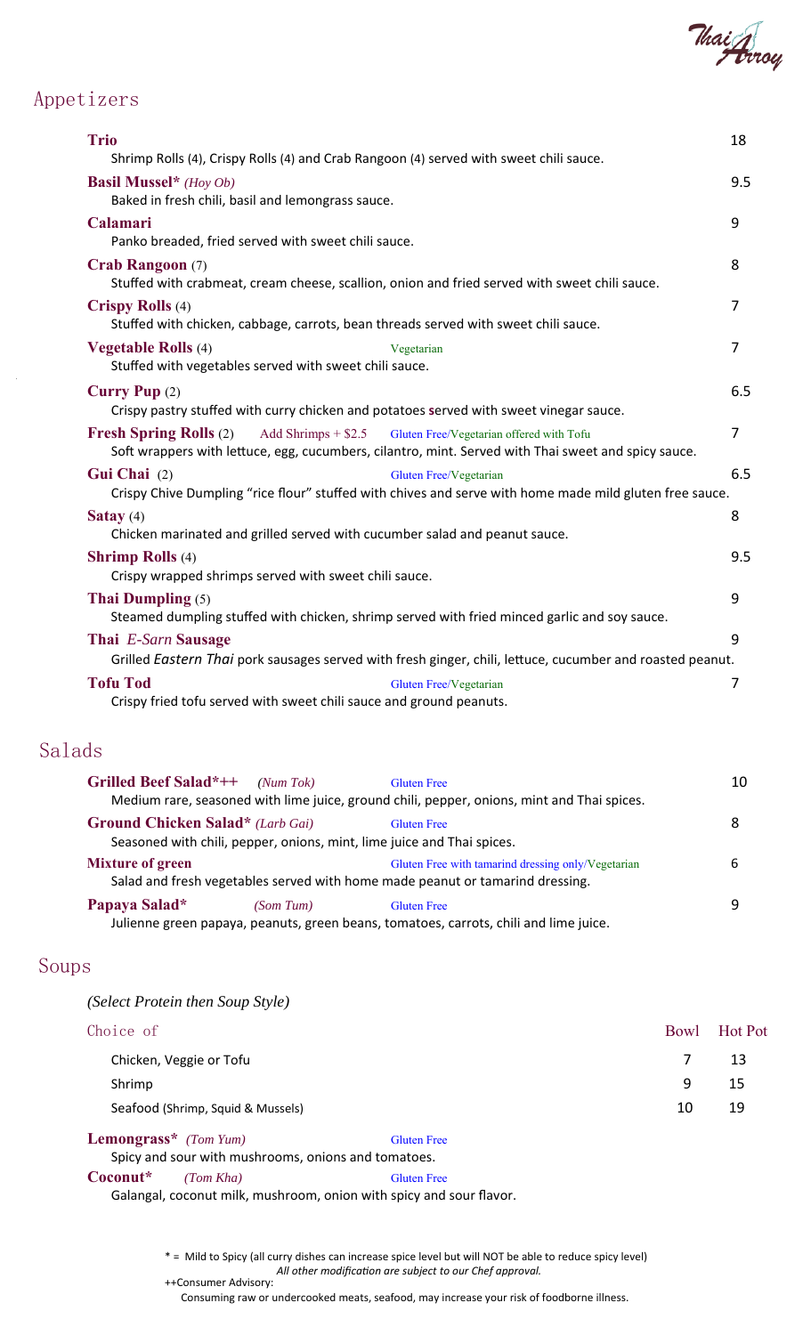Thai Arroy

## Appetizers

**Trio** 18
Shrimp Rolls (4), Crispy Rolls (4) and Crab Rangoon (4) served with sweet chili sauce.

**Basil Mussel*** *(Hoy Ob)* 9.5
Baked in fresh chili, basil and lemongrass sauce.

**Calamari** 9
Panko breaded, fried served with sweet chili sauce.

**Crab Rangoon** (7) 8
Stuffed with crabmeat, cream cheese, scallion, onion and fried served with sweet chili sauce.

**Crispy Rolls** (4) 7
Stuffed with chicken, cabbage, carrots, bean threads served with sweet chili sauce.

**Vegetable Rolls** (4) Vegetarian 7
Stuffed with vegetables served with sweet chili sauce.

**Curry Pup** (2) 6.5
Crispy pastry stuffed with curry chicken and potatoes served with sweet vinegar sauce.

**Fresh Spring Rolls** (2) Add Shrimps + $2.5 Gluten Free/Vegetarian offered with Tofu 7
Soft wrappers with lettuce, egg, cucumbers, cilantro, mint. Served with Thai sweet and spicy sauce.

**Gui Chai** (2) Gluten Free/Vegetarian 6.5
Crispy Chive Dumpling "rice flour" stuffed with chives and serve with home made mild gluten free sauce.

**Satay** (4) 8
Chicken marinated and grilled served with cucumber salad and peanut sauce.

**Shrimp Rolls** (4) 9.5
Crispy wrapped shrimps served with sweet chili sauce.

**Thai Dumpling** (5) 9
Steamed dumpling stuffed with chicken, shrimp served with fried minced garlic and soy sauce.

**Thai *E-Sarn* Sausage** 9
Grilled *Eastern Thai* pork sausages served with fresh ginger, chili, lettuce, cucumber and roasted peanut.

**Tofu Tod** Gluten Free/Vegetarian 7
Crispy fried tofu served with sweet chili sauce and ground peanuts.

## Salads

**Grilled Beef Salad*++** *(Num Tok)* Gluten Free 10
Medium rare, seasoned with lime juice, ground chili, pepper, onions, mint and Thai spices.

**Ground Chicken Salad*** *(Larb Gai)* Gluten Free 8
Seasoned with chili, pepper, onions, mint, lime juice and Thai spices.

**Mixture of green** Gluten Free with tamarind dressing only/Vegetarian 6
Salad and fresh vegetables served with home made peanut or tamarind dressing.

**Papaya Salad*** *(Som Tum)* Gluten Free 9
Julienne green papaya, peanuts, green beans, tomatoes, carrots, chili and lime juice.

## Soups

*(Select Protein then Soup Style)*

| Choice of | Bowl | Hot Pot |
|---|---|---|
| Chicken, Veggie or Tofu | 7 | 13 |
| Shrimp | 9 | 15 |
| Seafood (Shrimp, Squid & Mussels) | 10 | 19 |

**Lemongrass*** *(Tom Yum)* Gluten Free
Spicy and sour with mushrooms, onions and tomatoes.

**Coconut*** *(Tom Kha)* Gluten Free
Galangal, coconut milk, mushroom, onion with spicy and sour flavor.

* = Mild to Spicy (all curry dishes can increase spice level but will NOT be able to reduce spicy level)
*All other modification are subject to our Chef approval.*

++Consumer Advisory:
Consuming raw or undercooked meats, seafood, may increase your risk of foodborne illness.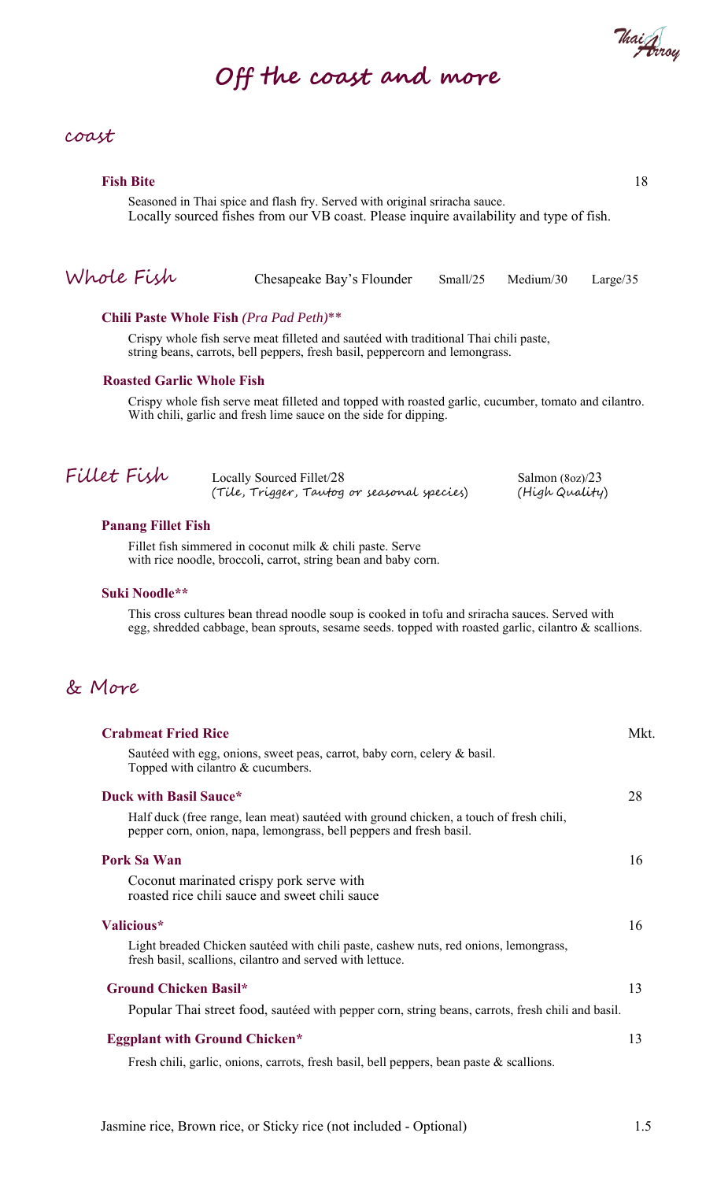# Off the coast and more

## coast

**Fish Bite** 18

Seasoned in Thai spice and flash fry. Served with original sriracha sauce.
Locally sourced fishes from our VB coast. Please inquire availability and type of fish.

## Whole Fish

Chesapeake Bay's Flounder Small/25 Medium/30 Large/35

**Chili Paste Whole Fish** *(Pra Pad Peth)*\*\*

Crispy whole fish serve meat filleted and sautéed with traditional Thai chili paste,
string beans, carrots, bell peppers, fresh basil, peppercorn and lemongrass.

**Roasted Garlic Whole Fish**

Crispy whole fish serve meat filleted and topped with roasted garlic, cucumber, tomato and cilantro.
With chili, garlic and fresh lime sauce on the side for dipping.

## Fillet Fish

Locally Sourced Fillet/28
(Tile, Trigger, Tautog or seasonal species)

Salmon (8oz)/23
(High Quality)

**Panang Fillet Fish**

Fillet fish simmered in coconut milk & chili paste. Serve
with rice noodle, broccoli, carrot, string bean and baby corn.

**Suki Noodle\*\***

This cross cultures bean thread noodle soup is cooked in tofu and sriracha sauces. Served with
egg, shredded cabbage, bean sprouts, sesame seeds. topped with roasted garlic, cilantro & scallions.

## & More

**Crabmeat Fried Rice** Mkt.

Sautéed with egg, onions, sweet peas, carrot, baby corn, celery & basil.
Topped with cilantro & cucumbers.

**Duck with Basil Sauce\*** 28

Half duck (free range, lean meat) sautéed with ground chicken, a touch of fresh chili,
pepper corn, onion, napa, lemongrass, bell peppers and fresh basil.

**Pork Sa Wan** 16

Coconut marinated crispy pork serve with
roasted rice chili sauce and sweet chili sauce

**Valicious\*** 16

Light breaded Chicken sautéed with chili paste, cashew nuts, red onions, lemongrass,
fresh basil, scallions, cilantro and served with lettuce.

**Ground Chicken Basil\*** 13

Popular Thai street food, sautéed with pepper corn, string beans, carrots, fresh chili and basil.

**Eggplant with Ground Chicken\*** 13

Fresh chili, garlic, onions, carrots, fresh basil, bell peppers, bean paste & scallions.

Jasmine rice, Brown rice, or Sticky rice (not included - Optional) 1.5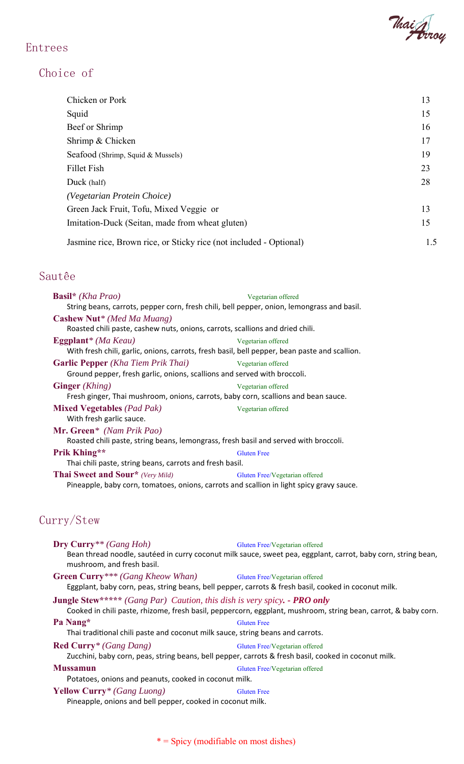## Entrees

### Choice of

| | |
|---|---|
| Chicken or Pork | 13 |
| Squid | 15 |
| Beef or Shrimp | 16 |
| Shrimp & Chicken | 17 |
| Seafood (Shrimp, Squid & Mussels) | 19 |
| Fillet Fish | 23 |
| Duck (half) | 28 |
| *(Vegetarian Protein Choice)* | |
| Green Jack Fruit, Tofu, Mixed Veggie or | 13 |
| Imitation-Duck (Seitan, made from wheat gluten) | 15 |
| Jasmine rice, Brown rice, or Sticky rice (not included - Optional) | 1.5 |

### Sautêe

**Basil*** *(Kha Prao)* — Vegetarian offered
String beans, carrots, pepper corn, fresh chili, bell pepper, onion, lemongrass and basil.

**Cashew Nut*** *(Med Ma Muang)*
Roasted chili paste, cashew nuts, onions, carrots, scallions and dried chili.

**Eggplant*** *(Ma Keau)* — Vegetarian offered
With fresh chili, garlic, onions, carrots, fresh basil, bell pepper, bean paste and scallion.

**Garlic Pepper** *(Kha Tiem Prik Thai)* — Vegetarian offered
Ground pepper, fresh garlic, onions, scallions and served with broccoli.

**Ginger** *(Khing)* — Vegetarian offered
Fresh ginger, Thai mushroom, onions, carrots, baby corn, scallions and bean sauce.

**Mixed Vegetables** *(Pad Pak)* — Vegetarian offered
With fresh garlic sauce.

**Mr. Green*** *(Nam Prik Pao)*
Roasted chili paste, string beans, lemongrass, fresh basil and served with broccoli.

**Prik Khing**** — Gluten Free
Thai chili paste, string beans, carrots and fresh basil.

**Thai Sweet and Sour*** *(Very Mild)* — Gluten Free/Vegetarian offered
Pineapple, baby corn, tomatoes, onions, carrots and scallion in light spicy gravy sauce.

### Curry/Stew

**Dry Curry**** *(Gang Hoh)* — Gluten Free/Vegetarian offered
Bean thread noodle, sautéed in curry coconut milk sauce, sweet pea, eggplant, carrot, baby corn, string bean, mushroom, and fresh basil.

**Green Curry***** *(Gang Kheow Whan)* — Gluten Free/Vegetarian offered
Eggplant, baby corn, peas, string beans, bell pepper, carrots & fresh basil, cooked in coconut milk.

**Jungle Stew******* *(Gang Par) Caution, this dish is very spicy. - **PRO only***
Cooked in chili paste, rhizome, fresh basil, peppercorn, eggplant, mushroom, string bean, carrot, & baby corn.

**Pa Nang*** — Gluten Free
Thai traditional chili paste and coconut milk sauce, string beans and carrots.

**Red Curry*** *(Gang Dang)* — Gluten Free/Vegetarian offered
Zucchini, baby corn, peas, string beans, bell pepper, carrots & fresh basil, cooked in coconut milk.

**Mussamun** — Gluten Free/Vegetarian offered
Potatoes, onions and peanuts, cooked in coconut milk.

**Yellow Curry*** *(Gang Luong)* — Gluten Free
Pineapple, onions and bell pepper, cooked in coconut milk.

* = Spicy (modifiable on most dishes)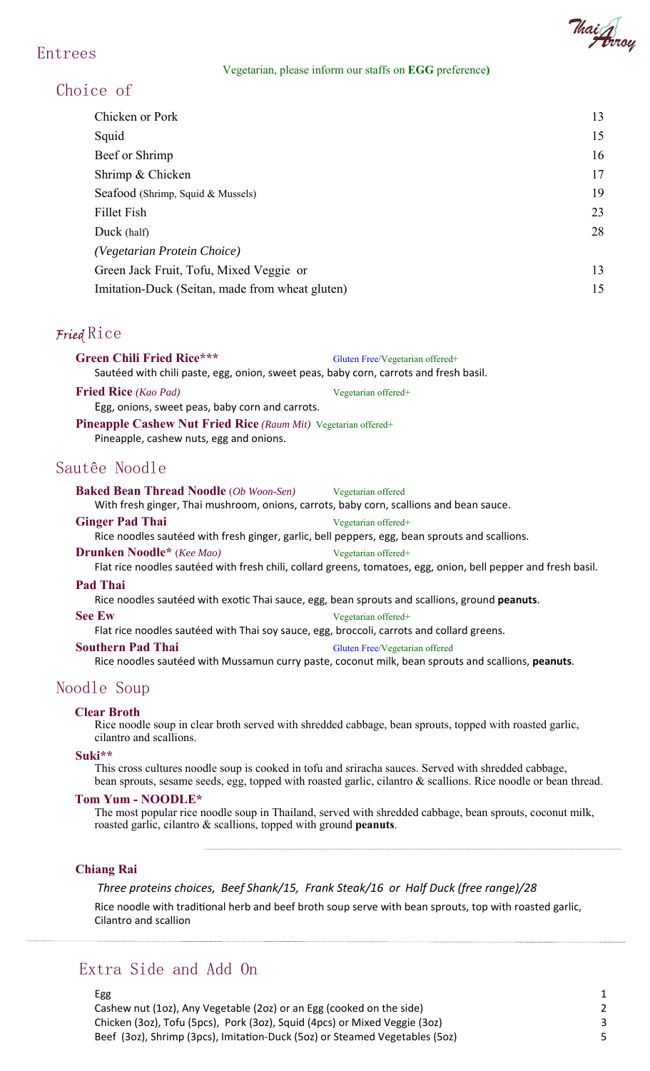## Entrees

Vegetarian, please inform our staffs on **EGG** preference)

### Choice of

| | |
|---|---|
| Chicken or Pork | 13 |
| Squid | 15 |
| Beef or Shrimp | 16 |
| Shrimp & Chicken | 17 |
| Seafood (Shrimp, Squid & Mussels) | 19 |
| Fillet Fish | 23 |
| Duck (half) | 28 |
| *(Vegetarian Protein Choice)* | |
| Green Jack Fruit, Tofu, Mixed Veggie or | 13 |
| Imitation-Duck (Seitan, made from wheat gluten) | 15 |

### Fried Rice

**Green Chili Fried Rice*** ** Gluten Free/Vegetarian offered+
Sautéed with chili paste, egg, onion, sweet peas, baby corn, carrots and fresh basil.

**Fried Rice** *(Kao Pad)* Vegetarian offered+
Egg, onions, sweet peas, baby corn and carrots.

**Pineapple Cashew Nut Fried Rice** *(Raum Mit)* Vegetarian offered+
Pineapple, cashew nuts, egg and onions.

### Sautêe Noodle

**Baked Bean Thread Noodle** (*Ob Woon-Sen)* Vegetarian offered
With fresh ginger, Thai mushroom, onions, carrots, baby corn, scallions and bean sauce.

**Ginger Pad Thai** Vegetarian offered+
Rice noodles sautéed with fresh ginger, garlic, bell peppers, egg, bean sprouts and scallions.

**Drunken Noodle*** (*Kee Mao)* Vegetarian offered+
Flat rice noodles sautéed with fresh chili, collard greens, tomatoes, egg, onion, bell pepper and fresh basil.

**Pad Thai**
Rice noodles sautéed with exotic Thai sauce, egg, bean sprouts and scallions, ground **peanuts**.

**See Ew** Vegetarian offered+
Flat rice noodles sautéed with Thai soy sauce, egg, broccoli, carrots and collard greens.

**Southern Pad Thai** Gluten Free/Vegetarian offered
Rice noodles sautéed with Mussamun curry paste, coconut milk, bean sprouts and scallions, **peanuts**.

### Noodle Soup

**Clear Broth**
Rice noodle soup in clear broth served with shredded cabbage, bean sprouts, topped with roasted garlic, cilantro and scallions.

**Suki****
This cross cultures noodle soup is cooked in tofu and sriracha sauces. Served with shredded cabbage, bean sprouts, sesame seeds, egg, topped with roasted garlic, cilantro & scallions. Rice noodle or bean thread.

**Tom Yum - NOODLE***
The most popular rice noodle soup in Thailand, served with shredded cabbage, bean sprouts, coconut milk, roasted garlic, cilantro & scallions, topped with ground **peanuts**.

**Chiang Rai**

*Three proteins choices, Beef Shank/15, Frank Steak/16 or Half Duck (free range)/28*

Rice noodle with traditional herb and beef broth soup serve with bean sprouts, top with roasted garlic, Cilantro and scallion

### Extra Side and Add On

| | |
|---|---|
| Egg | 1 |
| Cashew nut (1oz), Any Vegetable (2oz) or an Egg (cooked on the side) | 2 |
| Chicken (3oz), Tofu (5pcs), Pork (3oz), Squid (4pcs) or Mixed Veggie (3oz) | 3 |
| Beef (3oz), Shrimp (3pcs), Imitation-Duck (5oz) or Steamed Vegetables (5oz) | 5 |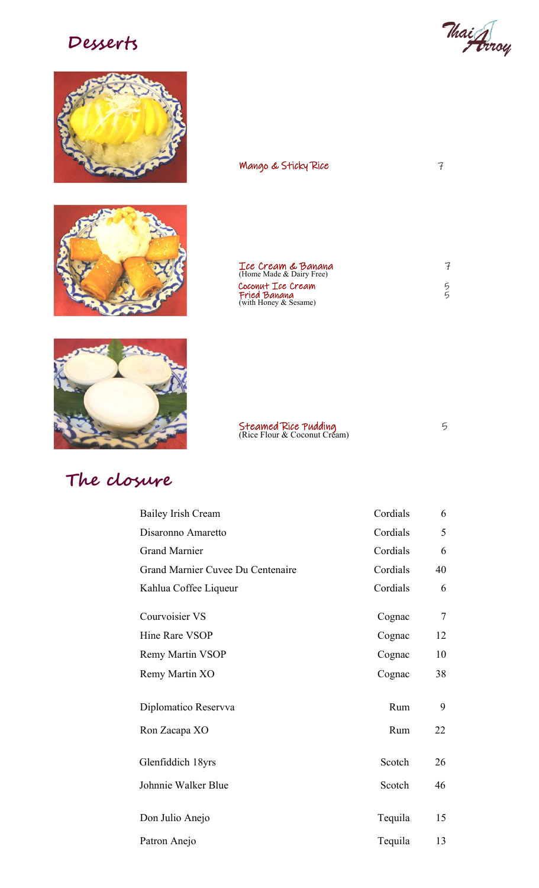# Desserts

| | |
|---|---|
| Mango & Sticky Rice | 7 |
| Ice Cream & Banana (Home Made & Dairy Free) | 7 |
| Coconut Ice Cream | 5 |
| Fried Banana (with Honey & Sesame) | 5 |
| Steamed Rice Pudding (Rice Flour & Coconut Cream) | 5 |

# The closure

| | | |
|---|---|---|
| Bailey Irish Cream | Cordials | 6 |
| Disaronno Amaretto | Cordials | 5 |
| Grand Marnier | Cordials | 6 |
| Grand Marnier Cuvee Du Centenaire | Cordials | 40 |
| Kahlua Coffee Liqueur | Cordials | 6 |
| Courvoisier VS | Cognac | 7 |
| Hine Rare VSOP | Cognac | 12 |
| Remy Martin VSOP | Cognac | 10 |
| Remy Martin XO | Cognac | 38 |
| Diplomatico Reservva | Rum | 9 |
| Ron Zacapa XO | Rum | 22 |
| Glenfiddich 18yrs | Scotch | 26 |
| Johnnie Walker Blue | Scotch | 46 |
| Don Julio Anejo | Tequila | 15 |
| Patron Anejo | Tequila | 13 |